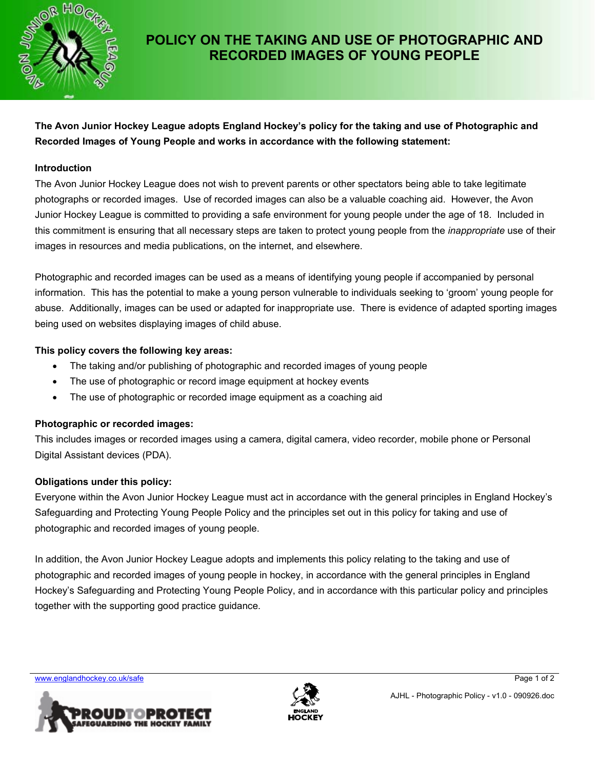# POLICY ON THE TAKING AND USE OF PHOTOGRAPHIC AND RECORDED IMAGES OF YOUNG PEOPLE

**The Avon Junior Hockey League adopts England Hockey's policy for the taking and use of Photographic and Recorded Images of Young People and works in accordance with the following statement:**

**Introduction**

The Avon Junior Hockey League does not wish to prevent parents or other spectators being able to take legitimate photographs or recorded images. Use of recorded images can also be a valuable coaching aid. However, the Avon Junior Hockey League is committed to providing a safe environment for young people under the age of 18. Included in this commitment is ensuring that all necessary steps are taken to protect young people from the *inappropriate* use of their images in resources and media publications, on the internet, and elsewhere.

Photographic and recorded images can be used as a means of identifying young people if accompanied by personal information. This has the potential to make a young person vulnerable to individuals seeking to 'groom' young people for abuse. Additionally, images can be used or adapted for inappropriate use. There is evidence of adapted sporting images being used on websites displaying images of child abuse.

**This policy covers the following key areas:**

- The taking and/or publishing of photographic and recorded images of young people
- The use of photographic or record image equipment at hockey events
- The use of photographic or recorded image equipment as a coaching aid

**Photographic or recorded images:**

This includes images or recorded images using a camera, digital camera, video recorder, mobile phone or Personal Digital Assistant devices (PDA).

**Obligations under this policy:**

Everyone within the Avon Junior Hockey League must act in accordance with the general principles in England Hockey's Safeguarding and Protecting Young People Policy and the principles set out in this policy for taking and use of photographic and recorded images of young people.

In addition, the Avon Junior Hockey League adopts and implements this policy relating to the taking and use of photographic and recorded images of young people in hockey, in accordance with the general principles in England Hockey's Safeguarding and Protecting Young People Policy, and in accordance with this particular policy and principles together with the supporting good practice guidance.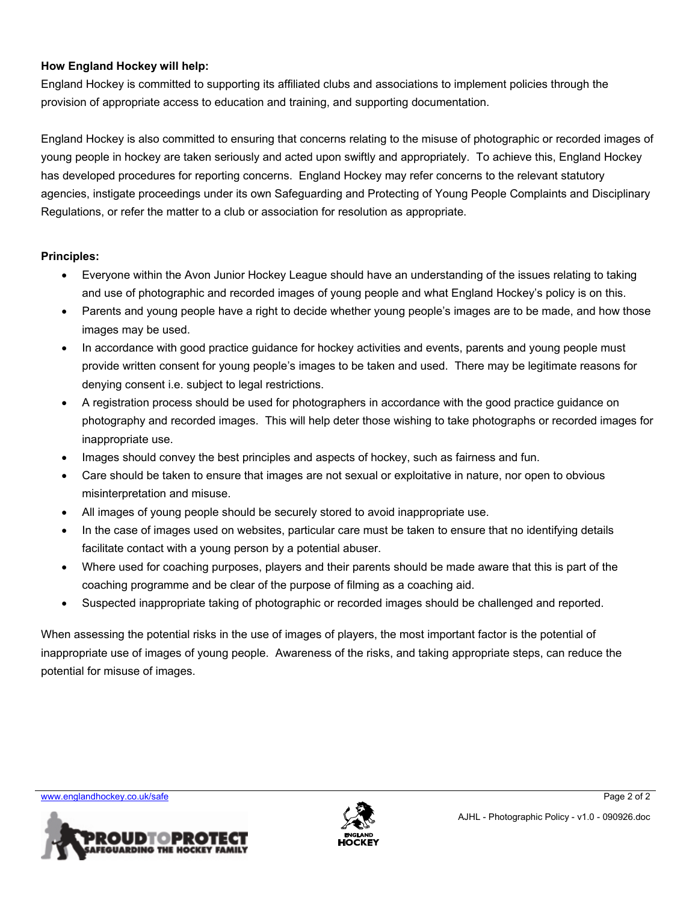**How England Hockey will help:**

England Hockey is committed to supporting its affiliated clubs and associations to implement policies through the provision of appropriate access to education and training, and supporting documentation.

England Hockey is also committed to ensuring that concerns relating to the misuse of photographic or recorded images of young people in hockey are taken seriously and acted upon swiftly and appropriately. To achieve this, England Hockey has developed procedures for reporting concerns. England Hockey may refer concerns to the relevant statutory agencies, instigate proceedings under its own Safeguarding and Protecting of Young People Complaints and Disciplinary Regulations, or refer the matter to a club or association for resolution as appropriate.

**Principles:**

- Everyone within the Avon Junior Hockey League should have an understanding of the issues relating to taking and use of photographic and recorded images of young people and what England Hockey's policy is on this.
- Parents and young people have a right to decide whether young people's images are to be made, and how those images may be used.
- In accordance with good practice guidance for hockey activities and events, parents and young people must provide written consent for young people's images to be taken and used. There may be legitimate reasons for denying consent i.e. subject to legal restrictions.
- A registration process should be used for photographers in accordance with the good practice guidance on photography and recorded images. This will help deter those wishing to take photographs or recorded images for inappropriate use.
- Images should convey the best principles and aspects of hockey, such as fairness and fun.
- Care should be taken to ensure that images are not sexual or exploitative in nature, nor open to obvious misinterpretation and misuse.
- All images of young people should be securely stored to avoid inappropriate use.
- In the case of images used on websites, particular care must be taken to ensure that no identifying details facilitate contact with a young person by a potential abuser.
- Where used for coaching purposes, players and their parents should be made aware that this is part of the coaching programme and be clear of the purpose of filming as a coaching aid.
- Suspected inappropriate taking of photographic or recorded images should be challenged and reported.

When assessing the potential risks in the use of images of players, the most important factor is the potential of inappropriate use of images of young people. Awareness of the risks, and taking appropriate steps, can reduce the potential for misuse of images.